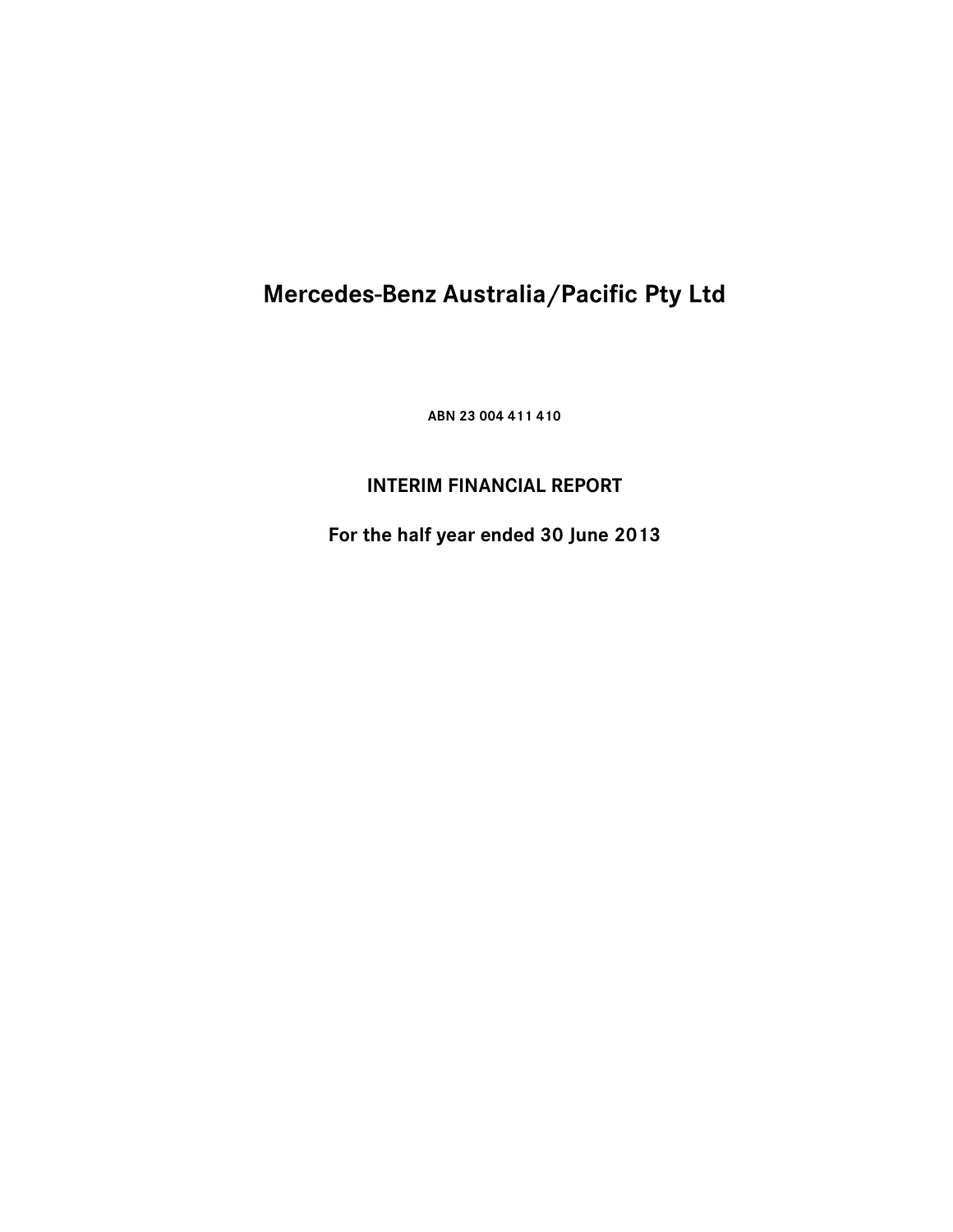# Mercedes-Benz Australia/Pacific Pty Ltd

**ABN 23 004 411 410**

## INTERIM FINANCIAL REPORT

**For the half year ended 30 June 2013**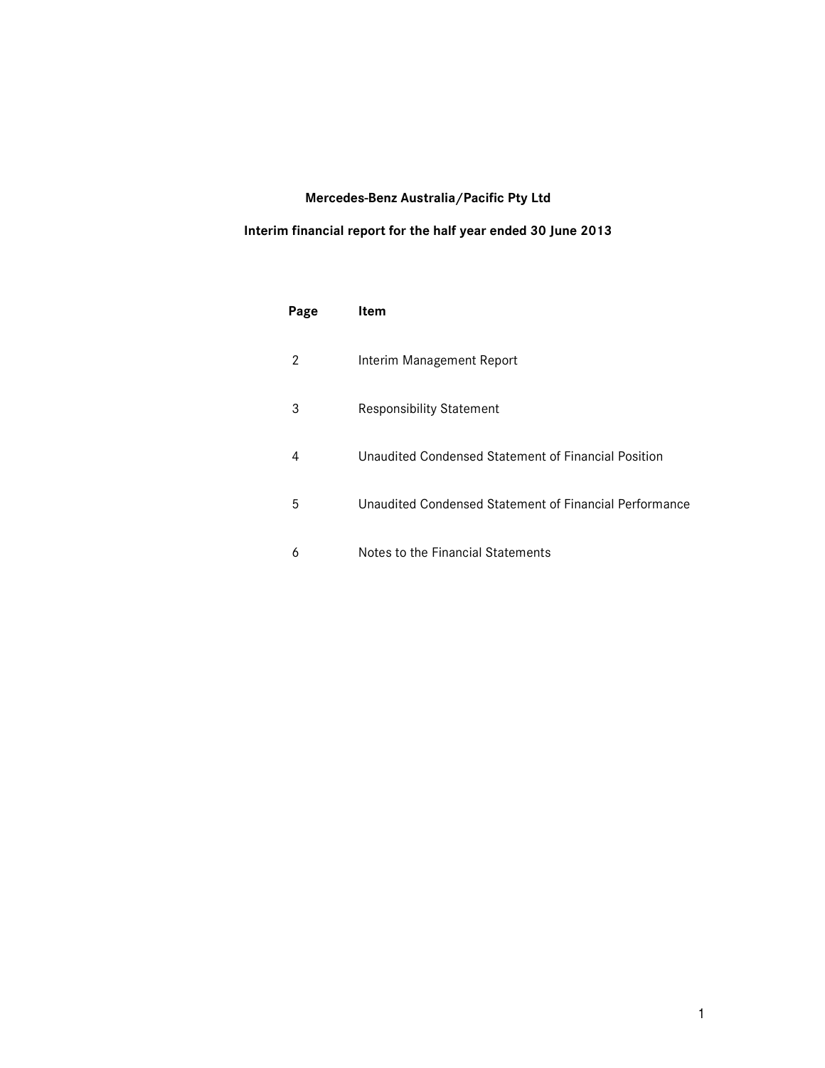**Mercedes-Benz Australia/Pacific Pty Ltd**

**Interim financial report for the half year ended 30 June 2013**

| Page | Item |
| --- | --- |
| 2 | Interim Management Report |
| 3 | Responsibility Statement |
| 4 | Unaudited Condensed Statement of Financial Position |
| 5 | Unaudited Condensed Statement of Financial Performance |
| 6 | Notes to the Financial Statements |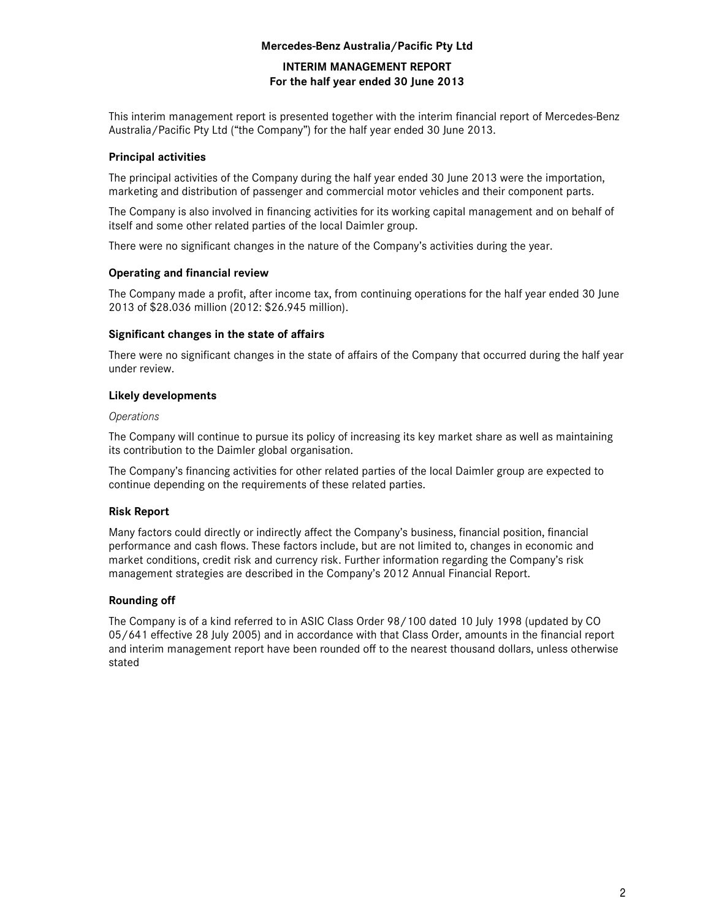**Mercedes-Benz Australia/Pacific Pty Ltd**

# INTERIM MANAGEMENT REPORT
## For the half year ended 30 June 2013

This interim management report is presented together with the interim financial report of Mercedes-Benz Australia/Pacific Pty Ltd ("the Company") for the half year ended 30 June 2013.

### Principal activities

The principal activities of the Company during the half year ended 30 June 2013 were the importation, marketing and distribution of passenger and commercial motor vehicles and their component parts.

The Company is also involved in financing activities for its working capital management and on behalf of itself and some other related parties of the local Daimler group.

There were no significant changes in the nature of the Company's activities during the year.

### Operating and financial review

The Company made a profit, after income tax, from continuing operations for the half year ended 30 June 2013 of $28.036 million (2012: $26.945 million).

### Significant changes in the state of affairs

There were no significant changes in the state of affairs of the Company that occurred during the half year under review.

### Likely developments

*Operations*

The Company will continue to pursue its policy of increasing its key market share as well as maintaining its contribution to the Daimler global organisation.

The Company's financing activities for other related parties of the local Daimler group are expected to continue depending on the requirements of these related parties.

### Risk Report

Many factors could directly or indirectly affect the Company's business, financial position, financial performance and cash flows. These factors include, but are not limited to, changes in economic and market conditions, credit risk and currency risk. Further information regarding the Company's risk management strategies are described in the Company's 2012 Annual Financial Report.

### Rounding off

The Company is of a kind referred to in ASIC Class Order 98/100 dated 10 July 1998 (updated by CO 05/641 effective 28 July 2005) and in accordance with that Class Order, amounts in the financial report and interim management report have been rounded off to the nearest thousand dollars, unless otherwise stated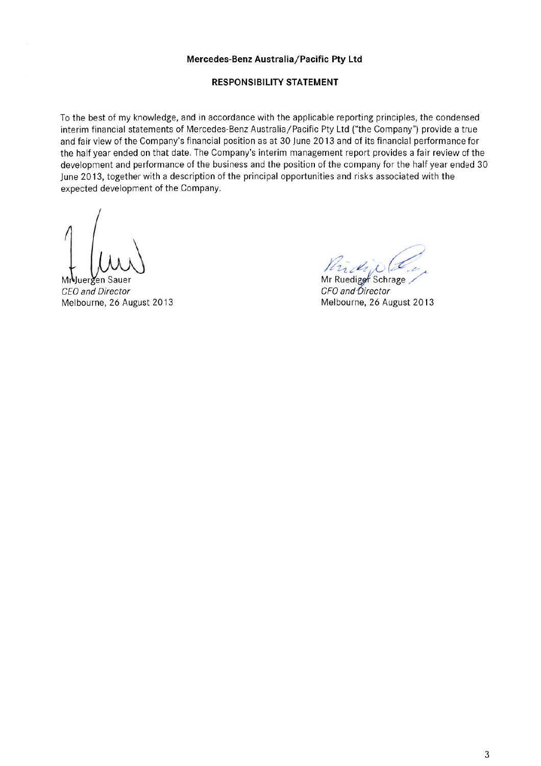**Mercedes-Benz Australia/Pacific Pty Ltd**

**RESPONSIBILITY STATEMENT**

To the best of my knowledge, and in accordance with the applicable reporting principles, the condensed interim financial statements of Mercedes-Benz Australia/Pacific Pty Ltd ("the Company") provide a true and fair view of the Company's financial position as at 30 June 2013 and of its financial performance for the half year ended on that date. The Company's interim management report provides a fair review of the development and performance of the business and the position of the company for the half year ended 30 June 2013, together with a description of the principal opportunities and risks associated with the expected development of the Company.

Mr Juergen Sauer
*CEO and Director*
Melbourne, 26 August 2013

Mr Ruediger Schrage
*CFO and Director*
Melbourne, 26 August 2013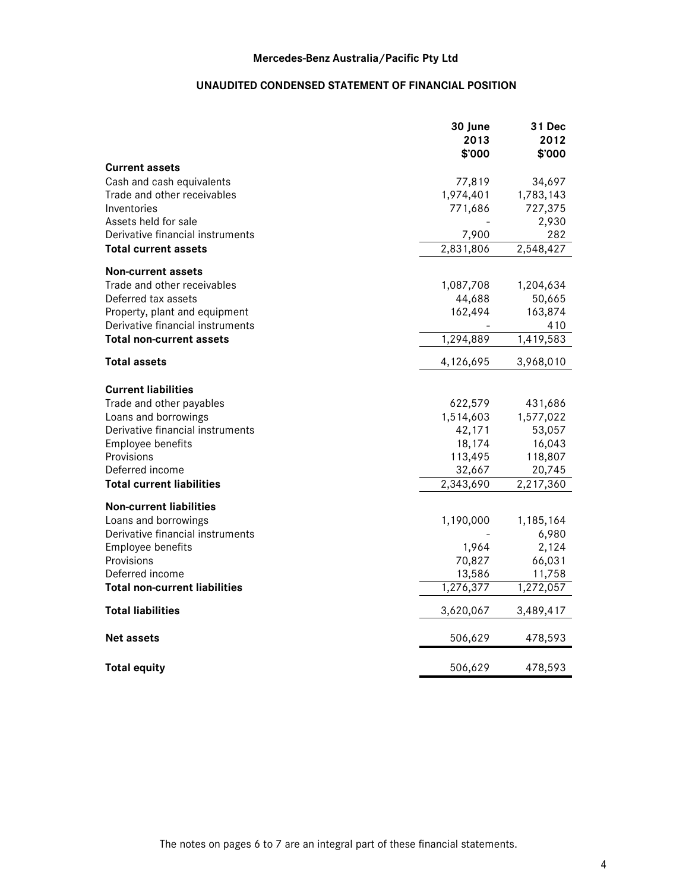**Mercedes-Benz Australia/Pacific Pty Ltd**

**UNAUDITED CONDENSED STATEMENT OF FINANCIAL POSITION**

| | 30 June 2013 $'000 | 31 Dec 2012 $'000 |
|---|---|---|
| **Current assets** | | |
| Cash and cash equivalents | 77,819 | 34,697 |
| Trade and other receivables | 1,974,401 | 1,783,143 |
| Inventories | 771,686 | 727,375 |
| Assets held for sale | - | 2,930 |
| Derivative financial instruments | 7,900 | 282 |
| **Total current assets** | 2,831,806 | 2,548,427 |
| **Non-current assets** | | |
| Trade and other receivables | 1,087,708 | 1,204,634 |
| Deferred tax assets | 44,688 | 50,665 |
| Property, plant and equipment | 162,494 | 163,874 |
| Derivative financial instruments | - | 410 |
| **Total non-current assets** | 1,294,889 | 1,419,583 |
| **Total assets** | 4,126,695 | 3,968,010 |
| **Current liabilities** | | |
| Trade and other payables | 622,579 | 431,686 |
| Loans and borrowings | 1,514,603 | 1,577,022 |
| Derivative financial instruments | 42,171 | 53,057 |
| Employee benefits | 18,174 | 16,043 |
| Provisions | 113,495 | 118,807 |
| Deferred income | 32,667 | 20,745 |
| **Total current liabilities** | 2,343,690 | 2,217,360 |
| **Non-current liabilities** | | |
| Loans and borrowings | 1,190,000 | 1,185,164 |
| Derivative financial instruments | - | 6,980 |
| Employee benefits | 1,964 | 2,124 |
| Provisions | 70,827 | 66,031 |
| Deferred income | 13,586 | 11,758 |
| **Total non-current liabilities** | 1,276,377 | 1,272,057 |
| **Total liabilities** | 3,620,067 | 3,489,417 |
| **Net assets** | 506,629 | 478,593 |
| **Total equity** | 506,629 | 478,593 |

The notes on pages 6 to 7 are an integral part of these financial statements.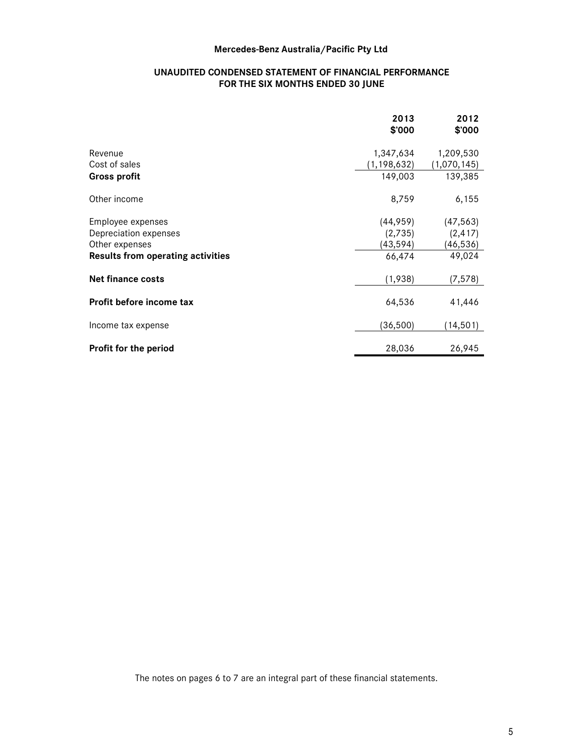**Mercedes-Benz Australia/Pacific Pty Ltd**

**UNAUDITED CONDENSED STATEMENT OF FINANCIAL PERFORMANCE**
**FOR THE SIX MONTHS ENDED 30 JUNE**

| | 2013<br>$'000 | 2012<br>$'000 |
|---|---|---|
| Revenue | 1,347,634 | 1,209,530 |
| Cost of sales | (1,198,632) | (1,070,145) |
| **Gross profit** | 149,003 | 139,385 |
| Other income | 8,759 | 6,155 |
| Employee expenses | (44,959) | (47,563) |
| Depreciation expenses | (2,735) | (2,417) |
| Other expenses | (43,594) | (46,536) |
| **Results from operating activities** | 66,474 | 49,024 |
| **Net finance costs** | (1,938) | (7,578) |
| **Profit before income tax** | 64,536 | 41,446 |
| Income tax expense | (36,500) | (14,501) |
| **Profit for the period** | 28,036 | 26,945 |

The notes on pages 6 to 7 are an integral part of these financial statements.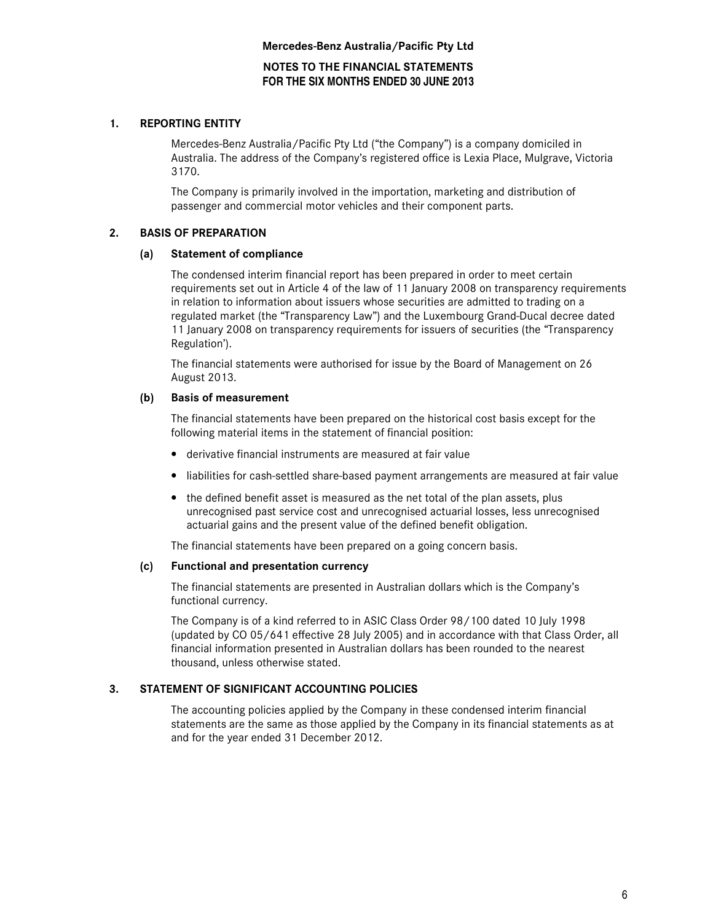# Mercedes-Benz Australia/Pacific Pty Ltd

## NOTES TO THE FINANCIAL STATEMENTS FOR THE SIX MONTHS ENDED 30 JUNE 2013

### 1. REPORTING ENTITY

Mercedes-Benz Australia/Pacific Pty Ltd ("the Company") is a company domiciled in Australia. The address of the Company's registered office is Lexia Place, Mulgrave, Victoria 3170.

The Company is primarily involved in the importation, marketing and distribution of passenger and commercial motor vehicles and their component parts.

### 2. BASIS OF PREPARATION

#### (a) Statement of compliance

The condensed interim financial report has been prepared in order to meet certain requirements set out in Article 4 of the law of 11 January 2008 on transparency requirements in relation to information about issuers whose securities are admitted to trading on a regulated market (the "Transparency Law") and the Luxembourg Grand-Ducal decree dated 11 January 2008 on transparency requirements for issuers of securities (the "Transparency Regulation').

The financial statements were authorised for issue by the Board of Management on 26 August 2013.

#### (b) Basis of measurement

The financial statements have been prepared on the historical cost basis except for the following material items in the statement of financial position:

- derivative financial instruments are measured at fair value
- liabilities for cash-settled share-based payment arrangements are measured at fair value
- the defined benefit asset is measured as the net total of the plan assets, plus unrecognised past service cost and unrecognised actuarial losses, less unrecognised actuarial gains and the present value of the defined benefit obligation.

The financial statements have been prepared on a going concern basis.

#### (c) Functional and presentation currency

The financial statements are presented in Australian dollars which is the Company's functional currency.

The Company is of a kind referred to in ASIC Class Order 98/100 dated 10 July 1998 (updated by CO 05/641 effective 28 July 2005) and in accordance with that Class Order, all financial information presented in Australian dollars has been rounded to the nearest thousand, unless otherwise stated.

### 3. STATEMENT OF SIGNIFICANT ACCOUNTING POLICIES

The accounting policies applied by the Company in these condensed interim financial statements are the same as those applied by the Company in its financial statements as at and for the year ended 31 December 2012.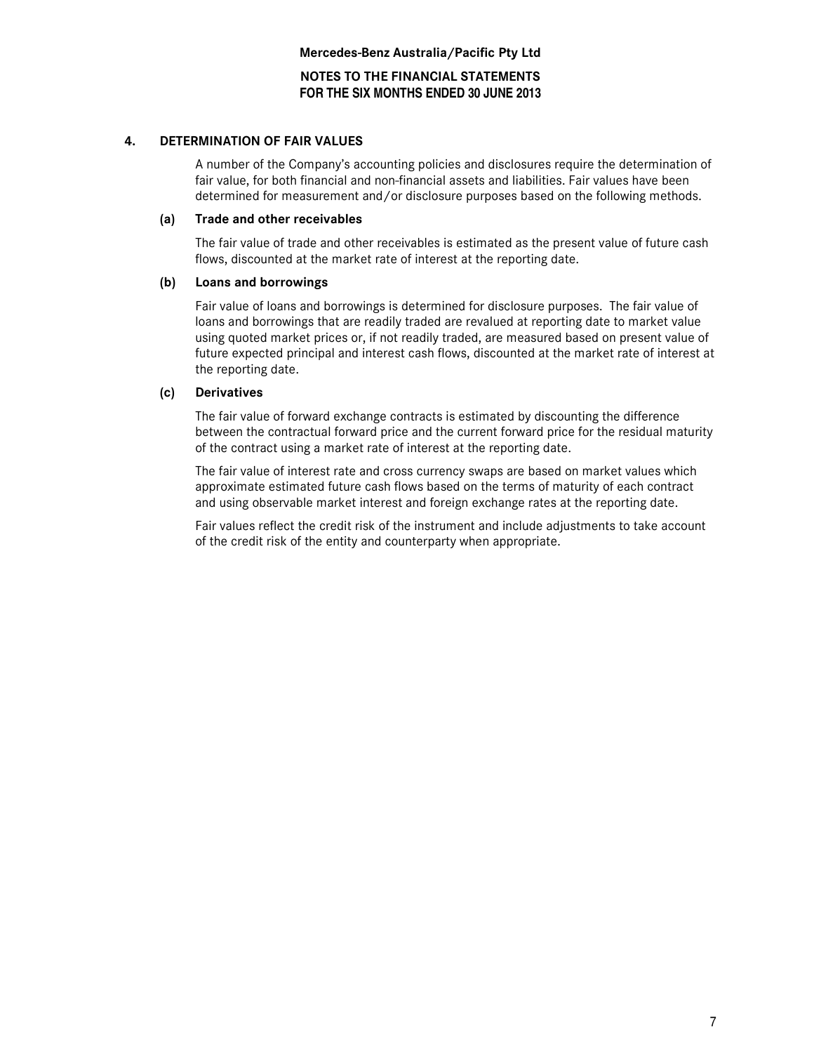## 4. DETERMINATION OF FAIR VALUES

A number of the Company's accounting policies and disclosures require the determination of fair value, for both financial and non-financial assets and liabilities. Fair values have been determined for measurement and/or disclosure purposes based on the following methods.

### (a) Trade and other receivables

The fair value of trade and other receivables is estimated as the present value of future cash flows, discounted at the market rate of interest at the reporting date.

### (b) Loans and borrowings

Fair value of loans and borrowings is determined for disclosure purposes. The fair value of loans and borrowings that are readily traded are revalued at reporting date to market value using quoted market prices or, if not readily traded, are measured based on present value of future expected principal and interest cash flows, discounted at the market rate of interest at the reporting date.

### (c) Derivatives

The fair value of forward exchange contracts is estimated by discounting the difference between the contractual forward price and the current forward price for the residual maturity of the contract using a market rate of interest at the reporting date.

The fair value of interest rate and cross currency swaps are based on market values which approximate estimated future cash flows based on the terms of maturity of each contract and using observable market interest and foreign exchange rates at the reporting date.

Fair values reflect the credit risk of the instrument and include adjustments to take account of the credit risk of the entity and counterparty when appropriate.